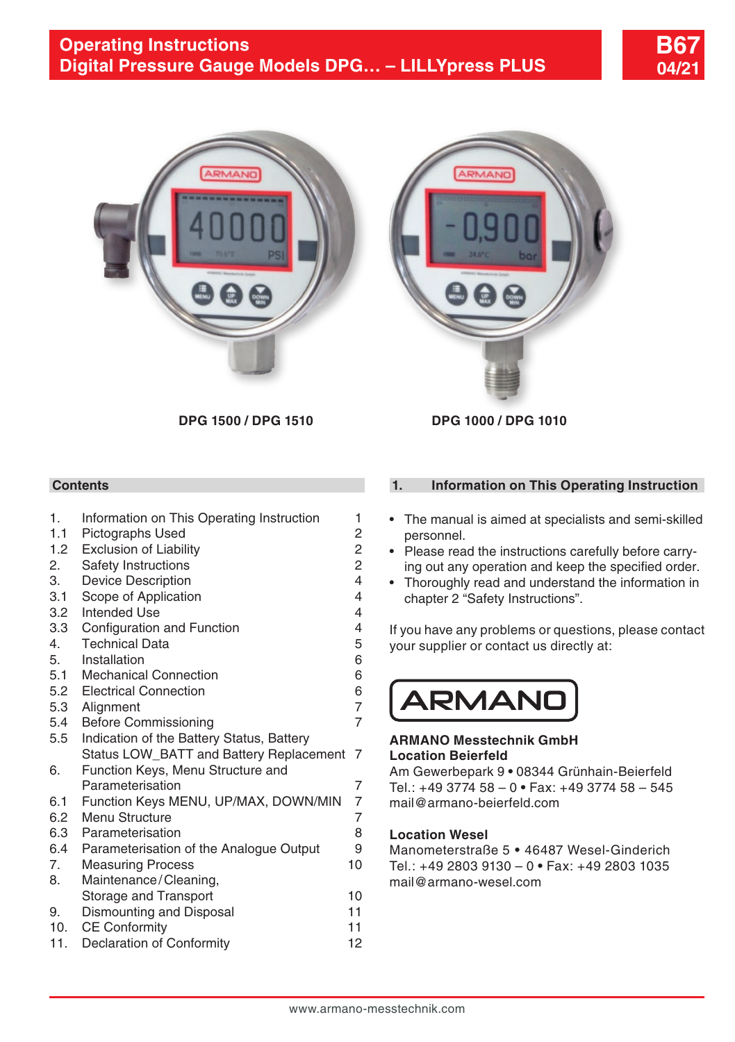# Operating Instructions
# Digital Pressure Gauge Models DPG… – LILLYpress PLUS

**B67**
**04/21**

**DPG 1500 / DPG 1510** **DPG 1000 / DPG 1010**

## Contents

| | | |
|---|---|---|
| 1. | Information on This Operating Instruction | 1 |
| 1.1 | Pictographs Used | 2 |
| 1.2 | Exclusion of Liability | 2 |
| 2. | Safety Instructions | 2 |
| 3. | Device Description | 4 |
| 3.1 | Scope of Application | 4 |
| 3.2 | Intended Use | 4 |
| 3.3 | Configuration and Function | 4 |
| 4. | Technical Data | 5 |
| 5. | Installation | 6 |
| 5.1 | Mechanical Connection | 6 |
| 5.2 | Electrical Connection | 6 |
| 5.3 | Alignment | 7 |
| 5.4 | Before Commissioning | 7 |
| 5.5 | Indication of the Battery Status, Battery Status LOW_BATT and Battery Replacement | 7 |
| 6. | Function Keys, Menu Structure and Parameterisation | 7 |
| 6.1 | Function Keys MENU, UP/MAX, DOWN/MIN | 7 |
| 6.2 | Menu Structure | 7 |
| 6.3 | Parameterisation | 8 |
| 6.4 | Parameterisation of the Analogue Output | 9 |
| 7. | Measuring Process | 10 |
| 8. | Maintenance/Cleaning, Storage and Transport | 10 |
| 9. | Dismounting and Disposal | 11 |
| 10. | CE Conformity | 11 |
| 11. | Declaration of Conformity | 12 |

## 1. Information on This Operating Instruction

- The manual is aimed at specialists and semi-skilled personnel.
- Please read the instructions carefully before carrying out any operation and keep the specified order.
- Thoroughly read and understand the information in chapter 2 "Safety Instructions".

If you have any problems or questions, please contact your supplier or contact us directly at:

ARMANO

**ARMANO Messtechnik GmbH**
**Location Beierfeld**
Am Gewerbepark 9 • 08344 Grünhain-Beierfeld
Tel.: +49 3774 58 – 0 • Fax: +49 3774 58 – 545
mail@armano-beierfeld.com

**Location Wesel**
Manometerstraße 5 • 46487 Wesel-Ginderich
Tel.: +49 2803 9130 – 0 • Fax: +49 2803 1035
mail@armano-wesel.com

www.armano-messtechnik.com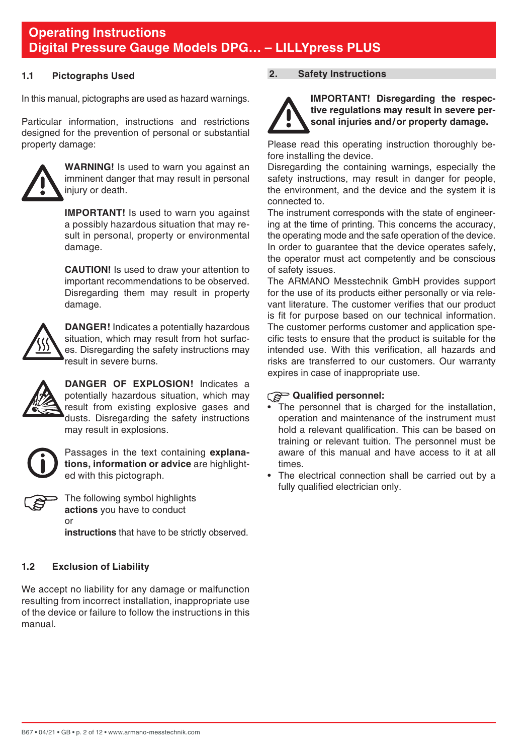## 1.1 Pictographs Used

In this manual, pictographs are used as hazard warnings.

Particular information, instructions and restrictions designed for the prevention of personal or substantial property damage:

**WARNING!** Is used to warn you against an imminent danger that may result in personal injury or death.

**IMPORTANT!** Is used to warn you against a possibly hazardous situation that may result in personal, property or environmental damage.

**CAUTION!** Is used to draw your attention to important recommendations to be observed. Disregarding them may result in property damage.

**DANGER!** Indicates a potentially hazardous situation, which may result from hot surfaces. Disregarding the safety instructions may result in severe burns.

**DANGER OF EXPLOSION!** Indicates a potentially hazardous situation, which may result from existing explosive gases and dusts. Disregarding the safety instructions may result in explosions.

Passages in the text containing **explanations, information or advice** are highlighted with this pictograph.

The following symbol highlights **actions** you have to conduct or **instructions** that have to be strictly observed.

## 1.2 Exclusion of Liability

We accept no liability for any damage or malfunction resulting from incorrect installation, inappropriate use of the device or failure to follow the instructions in this manual.

# 2. Safety Instructions

**IMPORTANT! Disregarding the respective regulations may result in severe personal injuries and/or property damage.**

Please read this operating instruction thoroughly before installing the device.
Disregarding the containing warnings, especially the safety instructions, may result in danger for people, the environment, and the device and the system it is connected to.
The instrument corresponds with the state of engineering at the time of printing. This concerns the accuracy, the operating mode and the safe operation of the device. In order to guarantee that the device operates safely, the operator must act competently and be conscious of safety issues.
The ARMANO Messtechnik GmbH provides support for the use of its products either personally or via relevant literature. The customer verifies that our product is fit for purpose based on our technical information. The customer performs customer and application specific tests to ensure that the product is suitable for the intended use. With this verification, all hazards and risks are transferred to our customers. Our warranty expires in case of inappropriate use.

**Qualified personnel:**

- The personnel that is charged for the installation, operation and maintenance of the instrument must hold a relevant qualification. This can be based on training or relevant tuition. The personnel must be aware of this manual and have access to it at all times.
- The electrical connection shall be carried out by a fully qualified electrician only.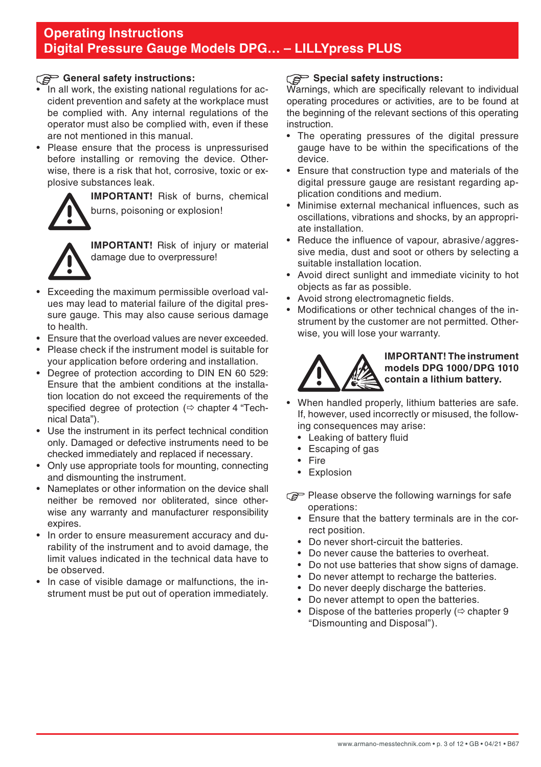# Operating Instructions
# Digital Pressure Gauge Models DPG… – LILLYpress PLUS

### General safety instructions:

- In all work, the existing national regulations for accident prevention and safety at the workplace must be complied with. Any internal regulations of the operator must also be complied with, even if these are not mentioned in this manual.
- Please ensure that the process is unpressurised before installing or removing the device. Otherwise, there is a risk that hot, corrosive, toxic or explosive substances leak.

**IMPORTANT!** Risk of burns, chemical burns, poisoning or explosion!

**IMPORTANT!** Risk of injury or material damage due to overpressure!

- Exceeding the maximum permissible overload values may lead to material failure of the digital pressure gauge. This may also cause serious damage to health.
- Ensure that the overload values are never exceeded.
- Please check if the instrument model is suitable for your application before ordering and installation.
- Degree of protection according to DIN EN 60 529: Ensure that the ambient conditions at the installation location do not exceed the requirements of the specified degree of protection (⇨ chapter 4 "Technical Data").
- Use the instrument in its perfect technical condition only. Damaged or defective instruments need to be checked immediately and replaced if necessary.
- Only use appropriate tools for mounting, connecting and dismounting the instrument.
- Nameplates or other information on the device shall neither be removed nor obliterated, since otherwise any warranty and manufacturer responsibility expires.
- In order to ensure measurement accuracy and durability of the instrument and to avoid damage, the limit values indicated in the technical data have to be observed.
- In case of visible damage or malfunctions, the instrument must be put out of operation immediately.

### Special safety instructions:

Warnings, which are specifically relevant to individual operating procedures or activities, are to be found at the beginning of the relevant sections of this operating instruction.

- The operating pressures of the digital pressure gauge have to be within the specifications of the device.
- Ensure that construction type and materials of the digital pressure gauge are resistant regarding application conditions and medium.
- Minimise external mechanical influences, such as oscillations, vibrations and shocks, by an appropriate installation.
- Reduce the influence of vapour, abrasive/aggressive media, dust and soot or others by selecting a suitable installation location.
- Avoid direct sunlight and immediate vicinity to hot objects as far as possible.
- Avoid strong electromagnetic fields.
- Modifications or other technical changes of the instrument by the customer are not permitted. Otherwise, you will lose your warranty.

**IMPORTANT! The instrument models DPG 1000/DPG 1010 contain a lithium battery.**

- When handled properly, lithium batteries are safe. If, however, used incorrectly or misused, the following consequences may arise:
  - Leaking of battery fluid
  - Escaping of gas
  - Fire
  - Explosion

Please observe the following warnings for safe operations:

- Ensure that the battery terminals are in the correct position.
- Do never short-circuit the batteries.
- Do never cause the batteries to overheat.
- Do not use batteries that show signs of damage.
- Do never attempt to recharge the batteries.
- Do never deeply discharge the batteries.
- Do never attempt to open the batteries.
- Dispose of the batteries properly (⇨ chapter 9 "Dismounting and Disposal").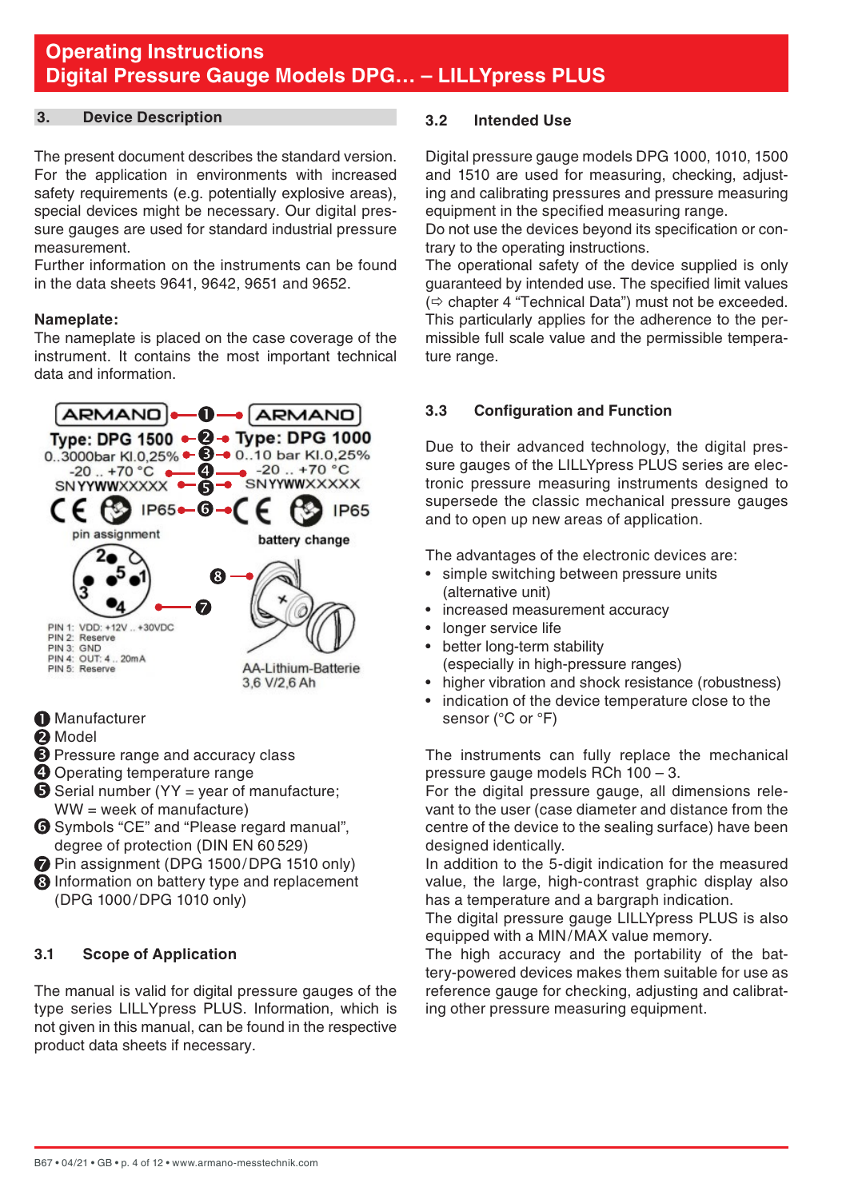## 3. Device Description

The present document describes the standard version. For the application in environments with increased safety requirements (e.g. potentially explosive areas), special devices might be necessary. Our digital pressure gauges are used for standard industrial pressure measurement.
Further information on the instruments can be found in the data sheets 9641, 9642, 9651 and 9652.

**Nameplate:**
The nameplate is placed on the case coverage of the instrument. It contains the most important technical data and information.

ARMANO — ❶ — ARMANO
Type: DPG 1500 — ❷ — Type: DPG 1000
0..3000bar Kl.0,25% — ❸ — 0..10 bar Kl.0,25%
-20 .. +70 °C — ❹ — -20 .. +70 °C
SNYYWWXXXXX — ❺ — SNYYWWXXXXX
CE IP65 — ❻ — CE IP65

pin assignment — ❼
PIN 1: VDD: +12V .. +30VDC
PIN 2: Reserve
PIN 3: GND
PIN 4: OUT: 4 .. 20mA
PIN 5: Reserve

battery change — ❽
AA-Lithium-Batterie
3,6 V/2,6 Ah

❶ Manufacturer
❷ Model
❸ Pressure range and accuracy class
❹ Operating temperature range
❺ Serial number (YY = year of manufacture; WW = week of manufacture)
❻ Symbols "CE" and "Please regard manual", degree of protection (DIN EN 60 529)
❼ Pin assignment (DPG 1500/DPG 1510 only)
❽ Information on battery type and replacement (DPG 1000/DPG 1010 only)

### 3.1 Scope of Application

The manual is valid for digital pressure gauges of the type series LILLYpress PLUS. Information, which is not given in this manual, can be found in the respective product data sheets if necessary.

### 3.2 Intended Use

Digital pressure gauge models DPG 1000, 1010, 1500 and 1510 are used for measuring, checking, adjusting and calibrating pressures and pressure measuring equipment in the specified measuring range.
Do not use the devices beyond its specification or contrary to the operating instructions.
The operational safety of the device supplied is only guaranteed by intended use. The specified limit values (⇨ chapter 4 "Technical Data") must not be exceeded. This particularly applies for the adherence to the permissible full scale value and the permissible temperature range.

### 3.3 Configuration and Function

Due to their advanced technology, the digital pressure gauges of the LILLYpress PLUS series are electronic pressure measuring instruments designed to supersede the classic mechanical pressure gauges and to open up new areas of application.

The advantages of the electronic devices are:

- simple switching between pressure units (alternative unit)
- increased measurement accuracy
- longer service life
- better long-term stability (especially in high-pressure ranges)
- higher vibration and shock resistance (robustness)
- indication of the device temperature close to the sensor (°C or °F)

The instruments can fully replace the mechanical pressure gauge models RCh 100 – 3.
For the digital pressure gauge, all dimensions relevant to the user (case diameter and distance from the centre of the device to the sealing surface) have been designed identically.
In addition to the 5-digit indication for the measured value, the large, high-contrast graphic display also has a temperature and a bargraph indication.
The digital pressure gauge LILLYpress PLUS is also equipped with a MIN/MAX value memory.
The high accuracy and the portability of the battery-powered devices makes them suitable for use as reference gauge for checking, adjusting and calibrating other pressure measuring equipment.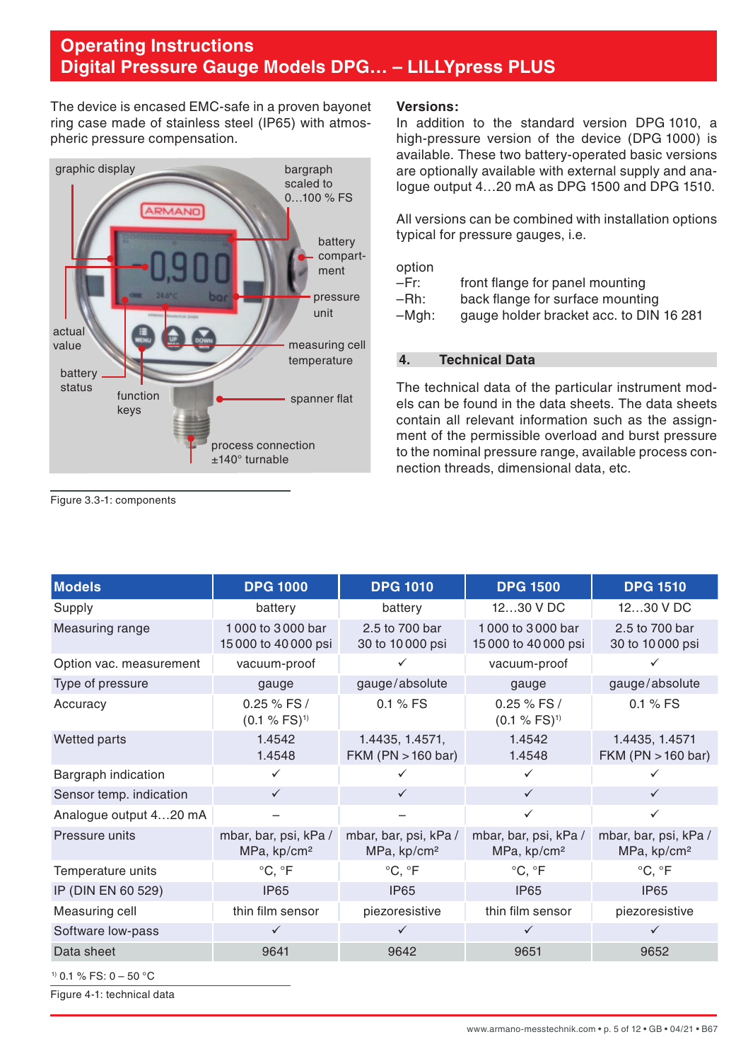# Operating Instructions
# Digital Pressure Gauge Models DPG… – LILLYpress PLUS

The device is encased EMC-safe in a proven bayonet ring case made of stainless steel (IP65) with atmospheric pressure compensation.

graphic display

bargraph scaled to 0…100 % FS

battery compartment

pressure unit

actual value

measuring cell temperature

battery status

function keys

spanner flat

process connection ±140° turnable

Figure 3.3-1: components

**Versions:**

In addition to the standard version DPG 1010, a high-pressure version of the device (DPG 1000) is available. These two battery-operated basic versions are optionally available with external supply and analogue output 4…20 mA as DPG 1500 and DPG 1510.

All versions can be combined with installation options typical for pressure gauges, i.e.

option

–Fr: front flange for panel mounting
–Rh: back flange for surface mounting
–Mgh: gauge holder bracket acc. to DIN 16 281

## 4. Technical Data

The technical data of the particular instrument models can be found in the data sheets. The data sheets contain all relevant information such as the assignment of the permissible overload and burst pressure to the nominal pressure range, available process connection threads, dimensional data, etc.

| Models | DPG 1000 | DPG 1010 | DPG 1500 | DPG 1510 |
|---|---|---|---|---|
| Supply | battery | battery | 12…30 V DC | 12…30 V DC |
| Measuring range | 1 000 to 3 000 bar<br>15 000 to 40 000 psi | 2.5 to 700 bar<br>30 to 10 000 psi | 1 000 to 3 000 bar<br>15 000 to 40 000 psi | 2.5 to 700 bar<br>30 to 10 000 psi |
| Option vac. measurement | vacuum-proof | ✓ | vacuum-proof | ✓ |
| Type of pressure | gauge | gauge/absolute | gauge | gauge/absolute |
| Accuracy | 0.25 % FS /<br>(0.1 % FS)[1] | 0.1 % FS | 0.25 % FS /<br>(0.1 % FS)[1] | 0.1 % FS |
| Wetted parts | 1.4542<br>1.4548 | 1.4435, 1.4571,<br>FKM (PN > 160 bar) | 1.4542<br>1.4548 | 1.4435, 1.4571<br>FKM (PN > 160 bar) |
| Bargraph indication | ✓ | ✓ | ✓ | ✓ |
| Sensor temp. indication | ✓ | ✓ | ✓ | ✓ |
| Analogue output 4…20 mA | – | – | ✓ | ✓ |
| Pressure units | mbar, bar, psi, kPa /<br>MPa, kp/cm² | mbar, bar, psi, kPa /<br>MPa, kp/cm² | mbar, bar, psi, kPa /<br>MPa, kp/cm² | mbar, bar, psi, kPa /<br>MPa, kp/cm² |
| Temperature units | °C, °F | °C, °F | °C, °F | °C, °F |
| IP (DIN EN 60 529) | IP65 | IP65 | IP65 | IP65 |
| Measuring cell | thin film sensor | piezoresistive | thin film sensor | piezoresistive |
| Software low-pass | ✓ | ✓ | ✓ | ✓ |
| Data sheet | 9641 | 9642 | 9651 | 9652 |

[1] 0.1 % FS: 0 – 50 °C

Figure 4-1: technical data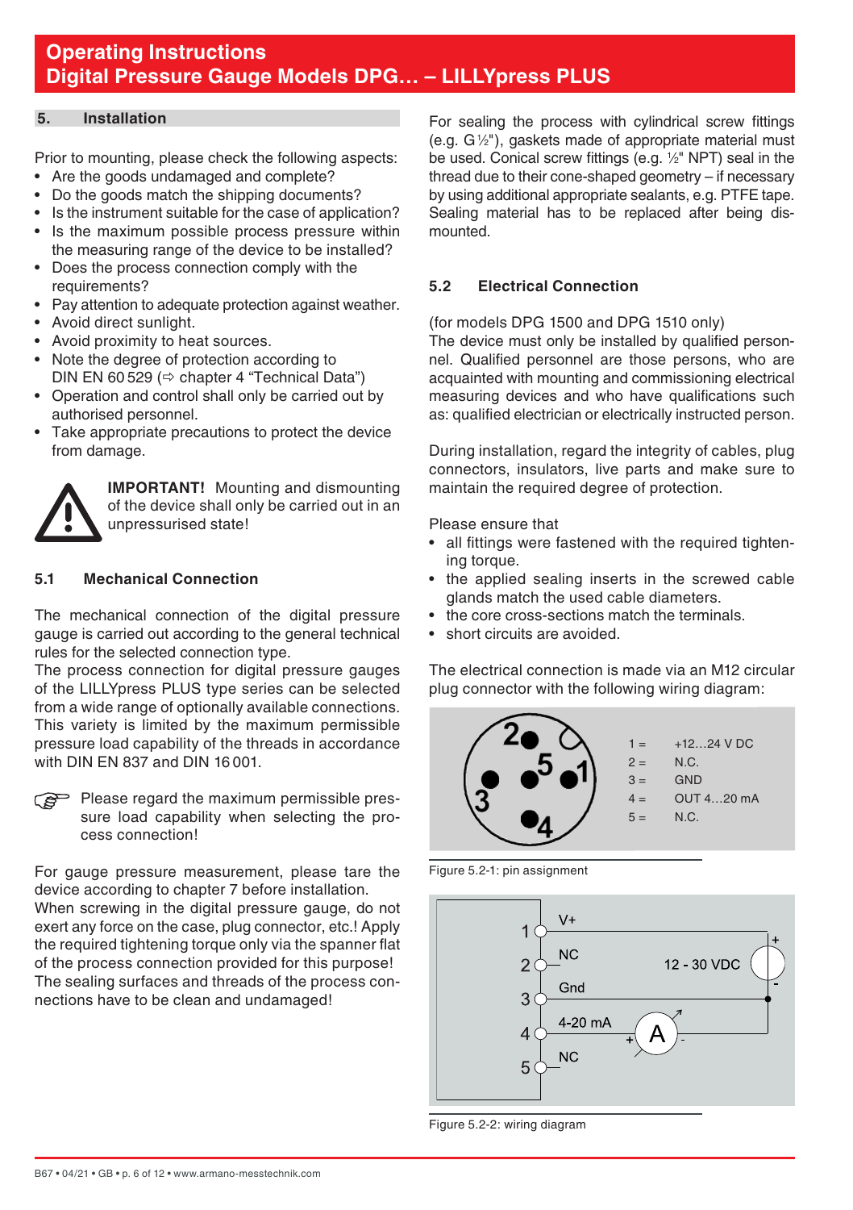## 5. Installation

Prior to mounting, please check the following aspects:

- Are the goods undamaged and complete?
- Do the goods match the shipping documents?
- Is the instrument suitable for the case of application?
- Is the maximum possible process pressure within the measuring range of the device to be installed?
- Does the process connection comply with the requirements?
- Pay attention to adequate protection against weather.
- Avoid direct sunlight.
- Avoid proximity to heat sources.
- Note the degree of protection according to DIN EN 60 529 (⇨ chapter 4 "Technical Data")
- Operation and control shall only be carried out by authorised personnel.
- Take appropriate precautions to protect the device from damage.

**IMPORTANT!** Mounting and dismounting of the device shall only be carried out in an unpressurised state!

### 5.1 Mechanical Connection

The mechanical connection of the digital pressure gauge is carried out according to the general technical rules for the selected connection type.
The process connection for digital pressure gauges of the LILLYpress PLUS type series can be selected from a wide range of optionally available connections. This variety is limited by the maximum permissible pressure load capability of the threads in accordance with DIN EN 837 and DIN 16 001.

☞ Please regard the maximum permissible pressure load capability when selecting the process connection!

For gauge pressure measurement, please tare the device according to chapter 7 before installation.
When screwing in the digital pressure gauge, do not exert any force on the case, plug connector, etc.! Apply the required tightening torque only via the spanner flat of the process connection provided for this purpose!
The sealing surfaces and threads of the process connections have to be clean and undamaged!

For sealing the process with cylindrical screw fittings (e.g. G ½"), gaskets made of appropriate material must be used. Conical screw fittings (e.g. ½" NPT) seal in the thread due to their cone-shaped geometry – if necessary by using additional appropriate sealants, e.g. PTFE tape.
Sealing material has to be replaced after being dismounted.

### 5.2 Electrical Connection

(for models DPG 1500 and DPG 1510 only)
The device must only be installed by qualified personnel. Qualified personnel are those persons, who are acquainted with mounting and commissioning electrical measuring devices and who have qualifications such as: qualified electrician or electrically instructed person.

During installation, regard the integrity of cables, plug connectors, insulators, live parts and make sure to maintain the required degree of protection.

Please ensure that

- all fittings were fastened with the required tightening torque.
- the applied sealing inserts in the screwed cable glands match the used cable diameters.
- the core cross-sections match the terminals.
- short circuits are avoided.

The electrical connection is made via an M12 circular plug connector with the following wiring diagram:

| Pin | Assignment |
|---|---|
| 1 = | +12…24 V DC |
| 2 = | N.C. |
| 3 = | GND |
| 4 = | OUT 4…20 mA |
| 5 = | N.C. |

Figure 5.2-1: pin assignment

1 V+ — 2 NC — 3 Gnd — 4 4-20 mA — 5 NC — 12 - 30 VDC — A

Figure 5.2-2: wiring diagram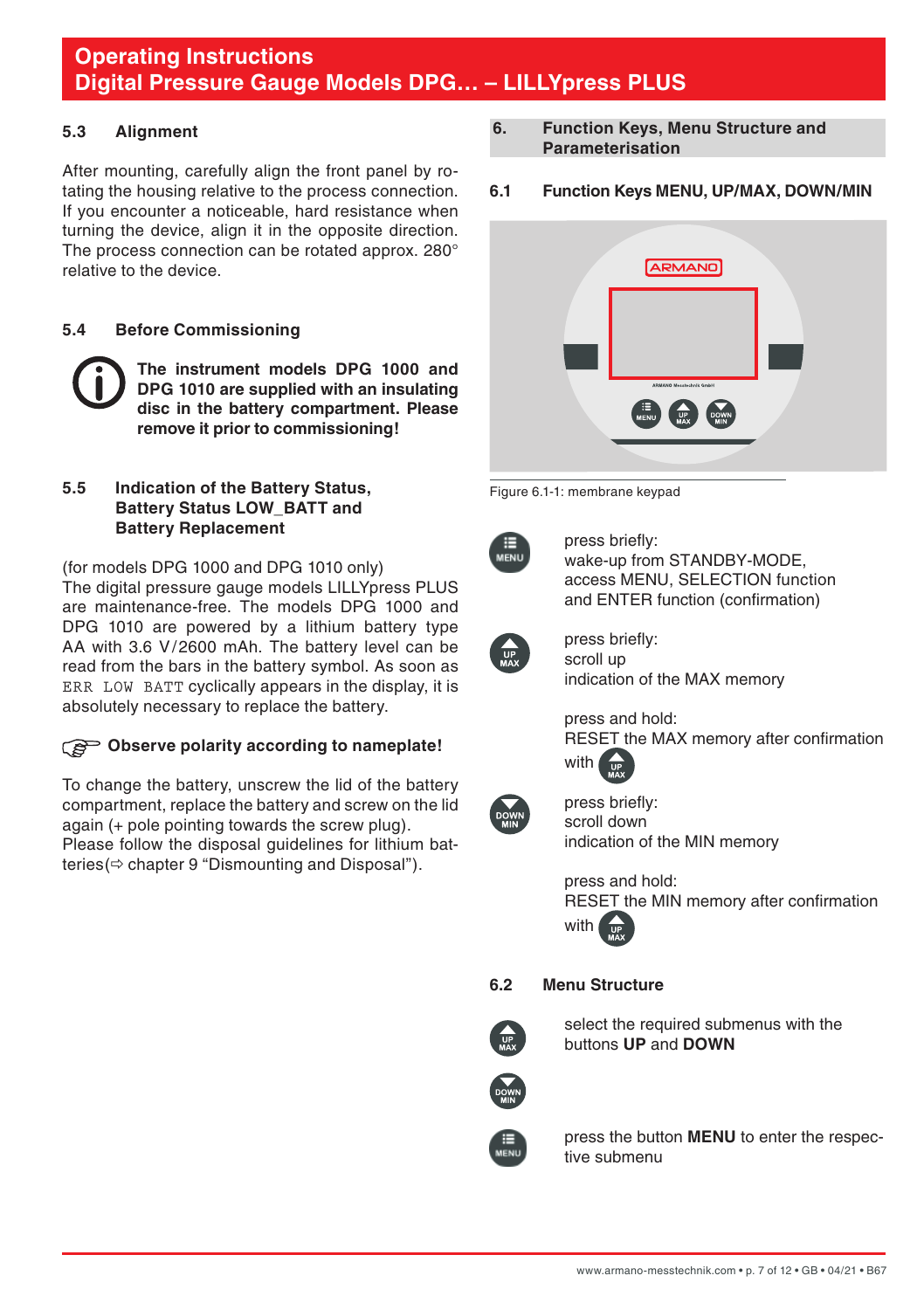## 5.3 Alignment

After mounting, carefully align the front panel by rotating the housing relative to the process connection. If you encounter a noticeable, hard resistance when turning the device, align it in the opposite direction. The process connection can be rotated approx. 280° relative to the device.

## 5.4 Before Commissioning

**The instrument models DPG 1000 and DPG 1010 are supplied with an insulating disc in the battery compartment. Please remove it prior to commissioning!**

## 5.5 Indication of the Battery Status, Battery Status LOW_BATT and Battery Replacement

(for models DPG 1000 and DPG 1010 only)
The digital pressure gauge models LILLYpress PLUS are maintenance-free. The models DPG 1000 and DPG 1010 are powered by a lithium battery type AA with 3.6 V/2600 mAh. The battery level can be read from the bars in the battery symbol. As soon as `ERR LOW BATT` cyclically appears in the display, it is absolutely necessary to replace the battery.

**Observe polarity according to nameplate!**

To change the battery, unscrew the lid of the battery compartment, replace the battery and screw on the lid again (+ pole pointing towards the screw plug).
Please follow the disposal guidelines for lithium batteries(⇨ chapter 9 “Dismounting and Disposal”).

# 6. Function Keys, Menu Structure and Parameterisation

## 6.1 Function Keys MENU, UP/MAX, DOWN/MIN

Figure 6.1-1: membrane keypad

**MENU** – press briefly:
wake-up from STANDBY-MODE,
access MENU, SELECTION function
and ENTER function (confirmation)

**UP/MAX** – press briefly:
scroll up
indication of the MAX memory

press and hold:
RESET the MAX memory after confirmation with UP/MAX

**DOWN/MIN** – press briefly:
scroll down
indication of the MIN memory

press and hold:
RESET the MIN memory after confirmation with UP/MAX

## 6.2 Menu Structure

**UP/MAX**, **DOWN/MIN**: select the required submenus with the buttons **UP** and **DOWN**

**MENU**: press the button **MENU** to enter the respective submenu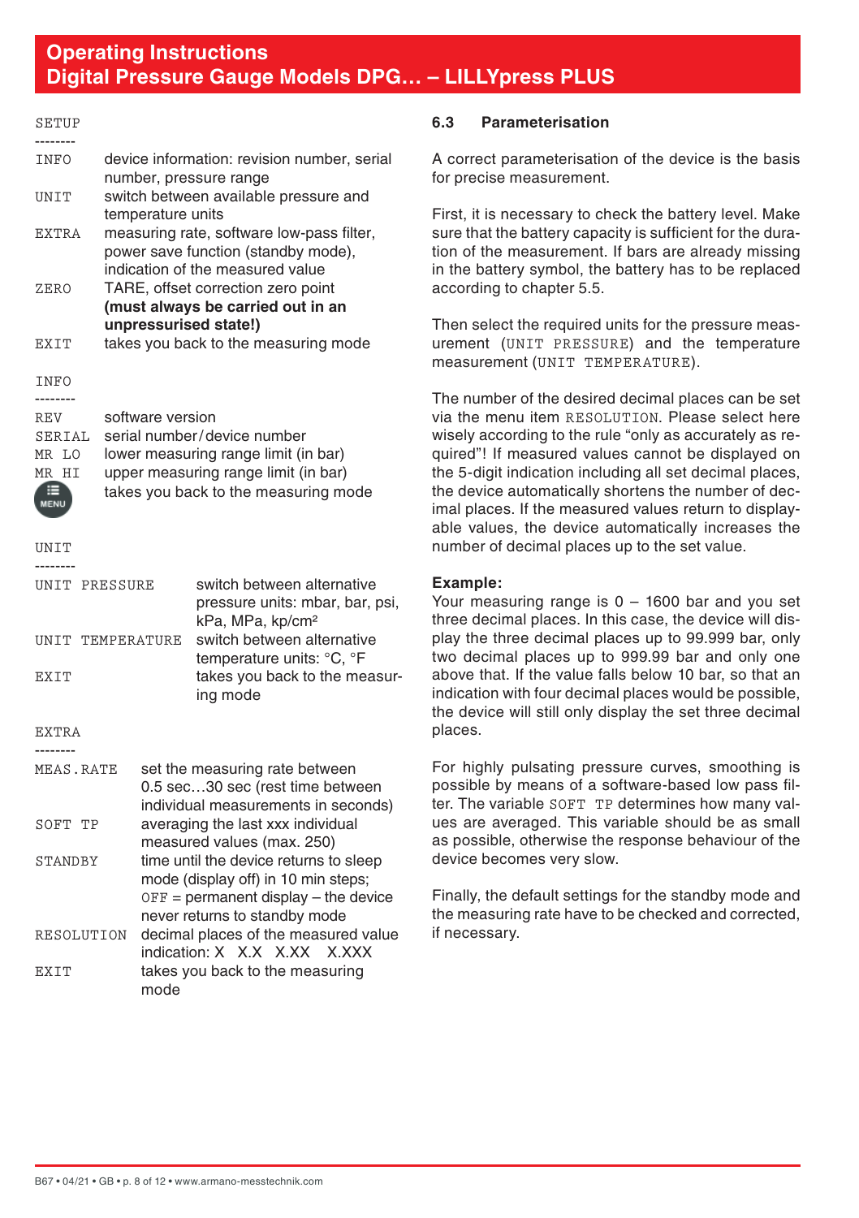SETUP

| -------- | |
|---|---|
| INFO | device information: revision number, serial number, pressure range |
| UNIT | switch between available pressure and temperature units |
| EXTRA | measuring rate, software low-pass filter, power save function (standby mode), indication of the measured value |
| ZERO | TARE, offset correction zero point **(must always be carried out in an unpressurised state!)** |
| EXIT | takes you back to the measuring mode |

INFO

| -------- | |
|---|---|
| REV | software version |
| SERIAL | serial number/device number |
| MR LO | lower measuring range limit (in bar) |
| MR HI | upper measuring range limit (in bar) |
| MENU | takes you back to the measuring mode |

UNIT

| -------- | |
|---|---|
| UNIT PRESSURE | switch between alternative pressure units: mbar, bar, psi, kPa, MPa, kp/cm² |
| UNIT TEMPERATURE | switch between alternative temperature units: °C, °F |
| EXIT | takes you back to the measuring mode |

EXTRA

| -------- | |
|---|---|
| MEAS.RATE | set the measuring rate between 0.5 sec…30 sec (rest time between individual measurements in seconds) |
| SOFT TP | averaging the last xxx individual measured values (max. 250) |
| STANDBY | time until the device returns to sleep mode (display off) in 10 min steps; OFF = permanent display – the device never returns to standby mode |
| RESOLUTION | decimal places of the measured value indication: X X.X X.XX X.XXX |
| EXIT | takes you back to the measuring mode |

### 6.3 Parameterisation

A correct parameterisation of the device is the basis for precise measurement.

First, it is necessary to check the battery level. Make sure that the battery capacity is sufficient for the duration of the measurement. If bars are already missing in the battery symbol, the battery has to be replaced according to chapter 5.5.

Then select the required units for the pressure measurement (UNIT PRESSURE) and the temperature measurement (UNIT TEMPERATURE).

The number of the desired decimal places can be set via the menu item RESOLUTION. Please select here wisely according to the rule "only as accurately as required"! If measured values cannot be displayed on the 5-digit indication including all set decimal places, the device automatically shortens the number of decimal places. If the measured values return to displayable values, the device automatically increases the number of decimal places up to the set value.

**Example:**
Your measuring range is 0 – 1600 bar and you set three decimal places. In this case, the device will display the three decimal places up to 99.999 bar, only two decimal places up to 999.99 bar and only one above that. If the value falls below 10 bar, so that an indication with four decimal places would be possible, the device will still only display the set three decimal places.

For highly pulsating pressure curves, smoothing is possible by means of a software-based low pass filter. The variable SOFT TP determines how many values are averaged. This variable should be as small as possible, otherwise the response behaviour of the device becomes very slow.

Finally, the default settings for the standby mode and the measuring rate have to be checked and corrected, if necessary.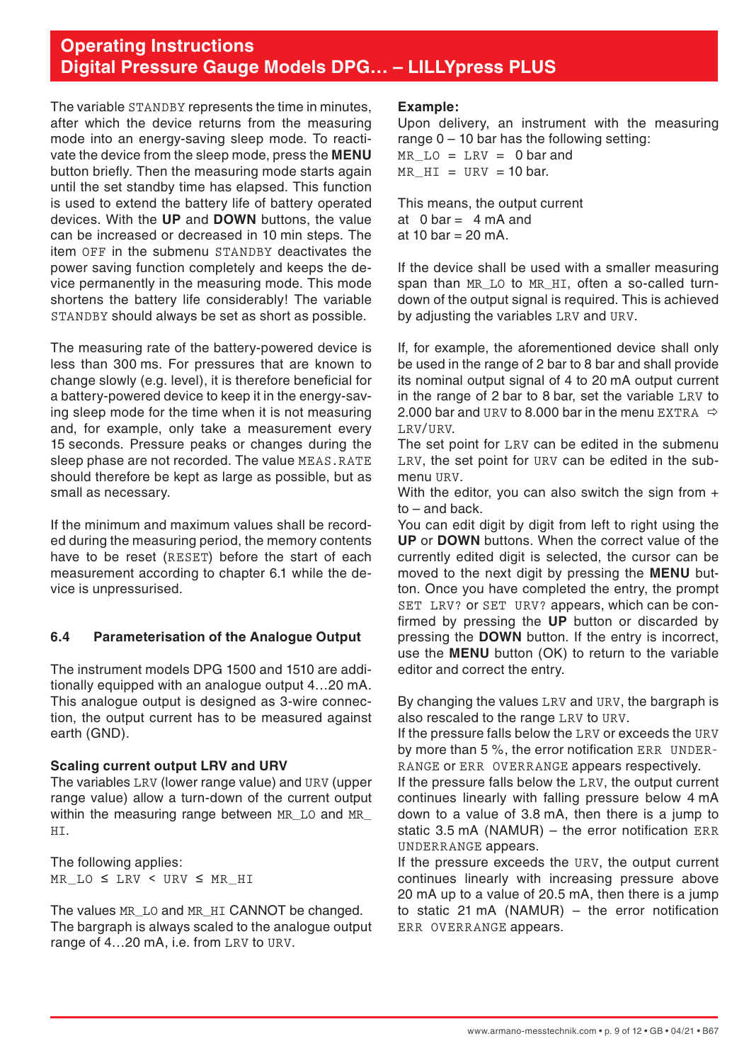The variable STANDBY represents the time in minutes, after which the device returns from the measuring mode into an energy-saving sleep mode. To reactivate the device from the sleep mode, press the **MENU** button briefly. Then the measuring mode starts again until the set standby time has elapsed. This function is used to extend the battery life of battery operated devices. With the **UP** and **DOWN** buttons, the value can be increased or decreased in 10 min steps. The item OFF in the submenu STANDBY deactivates the power saving function completely and keeps the device permanently in the measuring mode. This mode shortens the battery life considerably! The variable STANDBY should always be set as short as possible.

The measuring rate of the battery-powered device is less than 300 ms. For pressures that are known to change slowly (e.g. level), it is therefore beneficial for a battery-powered device to keep it in the energy-saving sleep mode for the time when it is not measuring and, for example, only take a measurement every 15 seconds. Pressure peaks or changes during the sleep phase are not recorded. The value MEAS.RATE should therefore be kept as large as possible, but as small as necessary.

If the minimum and maximum values shall be recorded during the measuring period, the memory contents have to be reset (RESET) before the start of each measurement according to chapter 6.1 while the device is unpressurised.

## 6.4 Parameterisation of the Analogue Output

The instrument models DPG 1500 and 1510 are additionally equipped with an analogue output 4…20 mA. This analogue output is designed as 3-wire connection, the output current has to be measured against earth (GND).

**Scaling current output LRV and URV**

The variables LRV (lower range value) and URV (upper range value) allow a turn-down of the current output within the measuring range between MR_LO and MR_HI.

The following applies:
MR_LO ≤ LRV < URV ≤ MR_HI

The values MR_LO and MR_HI CANNOT be changed. The bargraph is always scaled to the analogue output range of 4…20 mA, i.e. from LRV to URV.

**Example:**

Upon delivery, an instrument with the measuring range 0 – 10 bar has the following setting:
MR_LO = LRV = 0 bar and
MR_HI = URV = 10 bar.

This means, the output current
at 0 bar = 4 mA and
at 10 bar = 20 mA.

If the device shall be used with a smaller measuring span than MR_LO to MR_HI, often a so-called turn-down of the output signal is required. This is achieved by adjusting the variables LRV and URV.

If, for example, the aforementioned device shall only be used in the range of 2 bar to 8 bar and shall provide its nominal output signal of 4 to 20 mA output current in the range of 2 bar to 8 bar, set the variable LRV to 2.000 bar and URV to 8.000 bar in the menu EXTRA ⇨ LRV/URV.
The set point for LRV can be edited in the submenu LRV, the set point for URV can be edited in the submenu URV.
With the editor, you can also switch the sign from + to – and back.
You can edit digit by digit from left to right using the **UP** or **DOWN** buttons. When the correct value of the currently edited digit is selected, the cursor can be moved to the next digit by pressing the **MENU** button. Once you have completed the entry, the prompt SET LRV? or SET URV? appears, which can be confirmed by pressing the **UP** button or discarded by pressing the **DOWN** button. If the entry is incorrect, use the **MENU** button (OK) to return to the variable editor and correct the entry.

By changing the values LRV and URV, the bargraph is also rescaled to the range LRV to URV.
If the pressure falls below the LRV or exceeds the URV by more than 5 %, the error notification ERR UNDERRANGE or ERR OVERRANGE appears respectively.
If the pressure falls below the LRV, the output current continues linearly with falling pressure below 4 mA down to a value of 3.8 mA, then there is a jump to static 3.5 mA (NAMUR) – the error notification ERR UNDERRANGE appears.
If the pressure exceeds the URV, the output current continues linearly with increasing pressure above 20 mA up to a value of 20.5 mA, then there is a jump to static 21 mA (NAMUR) – the error notification ERR OVERRANGE appears.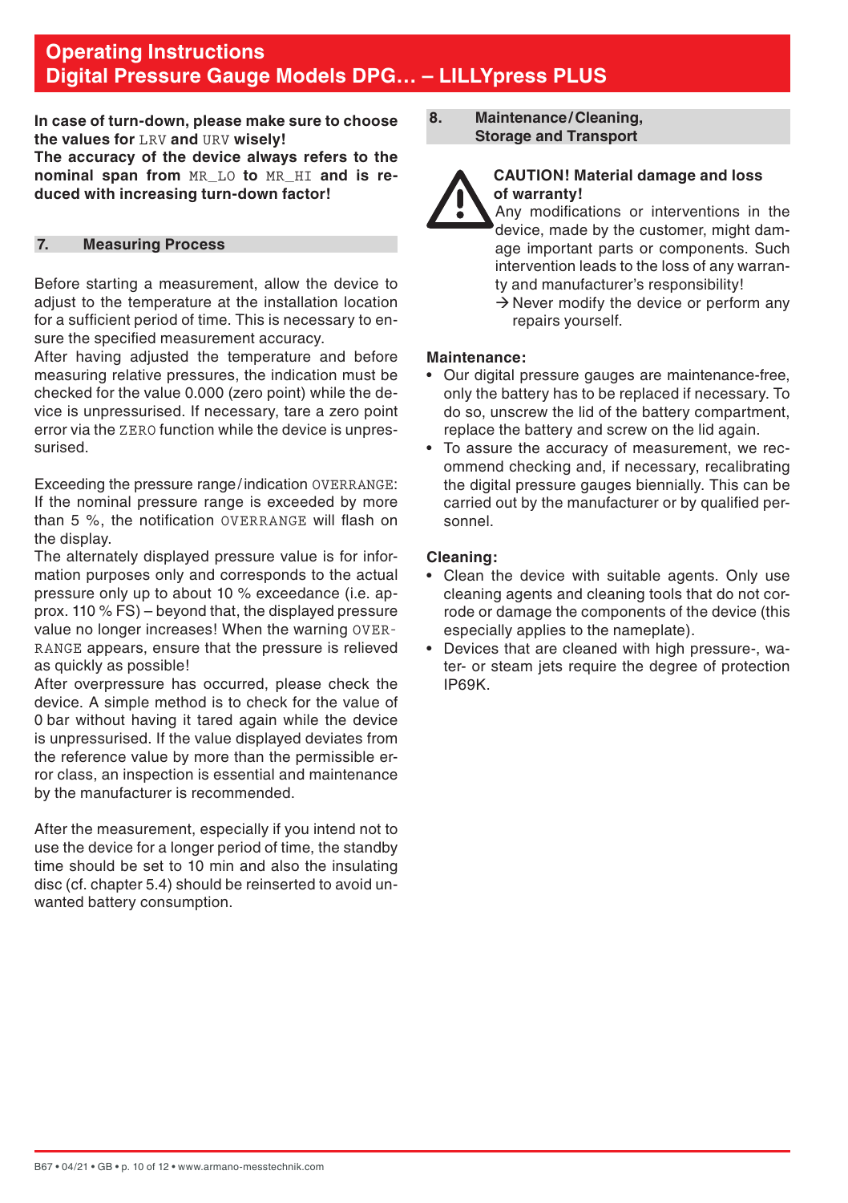**In case of turn-down, please make sure to choose the values for LRV and URV wisely!**
**The accuracy of the device always refers to the nominal span from MR_LO to MR_HI and is reduced with increasing turn-down factor!**

## 7. Measuring Process

Before starting a measurement, allow the device to adjust to the temperature at the installation location for a sufficient period of time. This is necessary to ensure the specified measurement accuracy.
After having adjusted the temperature and before measuring relative pressures, the indication must be checked for the value 0.000 (zero point) while the device is unpressurised. If necessary, tare a zero point error via the ZERO function while the device is unpressurised.

Exceeding the pressure range / indication OVERRANGE: If the nominal pressure range is exceeded by more than 5 %, the notification OVERRANGE will flash on the display.
The alternately displayed pressure value is for information purposes only and corresponds to the actual pressure only up to about 10 % exceedance (i.e. approx. 110 % FS) – beyond that, the displayed pressure value no longer increases! When the warning OVERRANGE appears, ensure that the pressure is relieved as quickly as possible!
After overpressure has occurred, please check the device. A simple method is to check for the value of 0 bar without having it tared again while the device is unpressurised. If the value displayed deviates from the reference value by more than the permissible error class, an inspection is essential and maintenance by the manufacturer is recommended.

After the measurement, especially if you intend not to use the device for a longer period of time, the standby time should be set to 10 min and also the insulating disc (cf. chapter 5.4) should be reinserted to avoid unwanted battery consumption.

## 8. Maintenance / Cleaning, Storage and Transport

**CAUTION! Material damage and loss of warranty!**
Any modifications or interventions in the device, made by the customer, might damage important parts or components. Such intervention leads to the loss of any warranty and manufacturer's responsibility!
→ Never modify the device or perform any repairs yourself.

**Maintenance:**

- Our digital pressure gauges are maintenance-free, only the battery has to be replaced if necessary. To do so, unscrew the lid of the battery compartment, replace the battery and screw on the lid again.
- To assure the accuracy of measurement, we recommend checking and, if necessary, recalibrating the digital pressure gauges biennially. This can be carried out by the manufacturer or by qualified personnel.

**Cleaning:**

- Clean the device with suitable agents. Only use cleaning agents and cleaning tools that do not corrode or damage the components of the device (this especially applies to the nameplate).
- Devices that are cleaned with high pressure-, water- or steam jets require the degree of protection IP69K.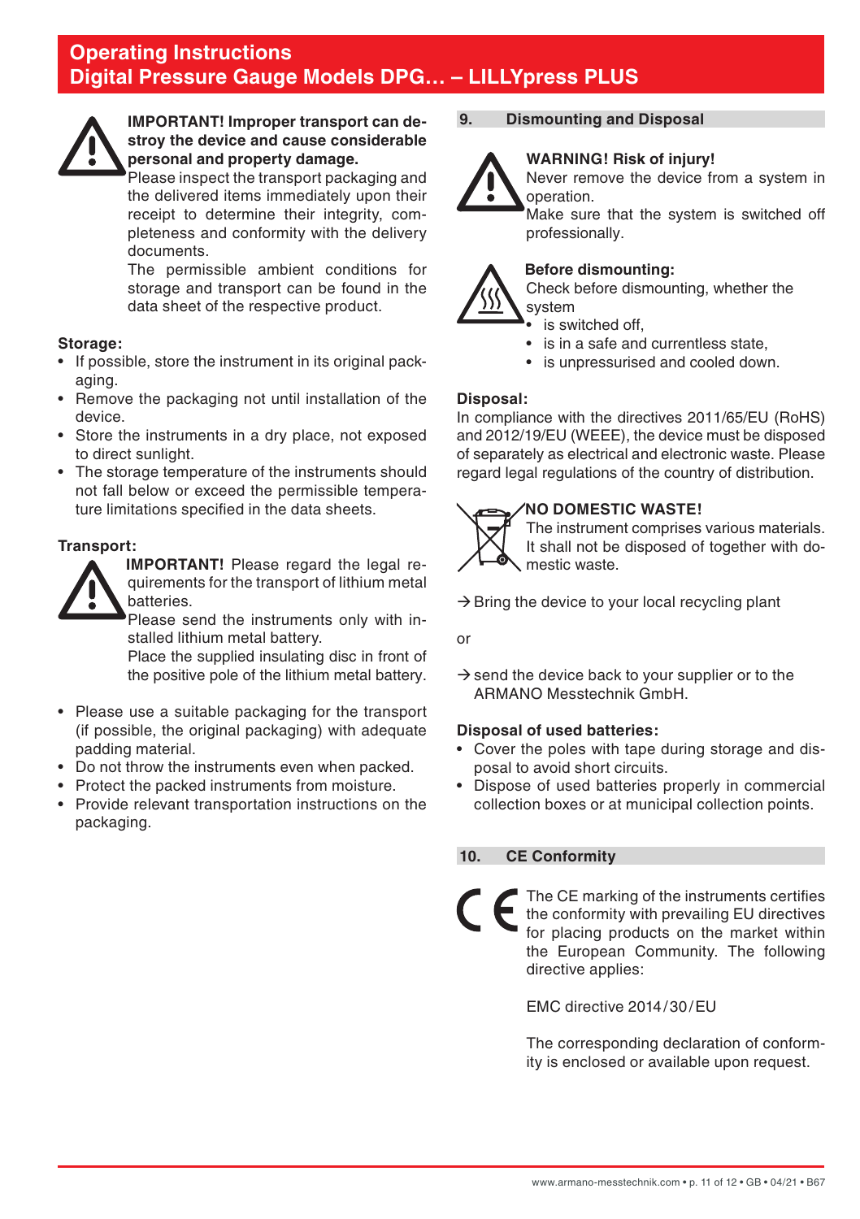**IMPORTANT! Improper transport can destroy the device and cause considerable personal and property damage.**
Please inspect the transport packaging and the delivered items immediately upon their receipt to determine their integrity, completeness and conformity with the delivery documents.
The permissible ambient conditions for storage and transport can be found in the data sheet of the respective product.

**Storage:**

- If possible, store the instrument in its original packaging.
- Remove the packaging not until installation of the device.
- Store the instruments in a dry place, not exposed to direct sunlight.
- The storage temperature of the instruments should not fall below or exceed the permissible temperature limitations specified in the data sheets.

**Transport:**

**IMPORTANT!** Please regard the legal requirements for the transport of lithium metal batteries.
Please send the instruments only with installed lithium metal battery.
Place the supplied insulating disc in front of the positive pole of the lithium metal battery.

- Please use a suitable packaging for the transport (if possible, the original packaging) with adequate padding material.
- Do not throw the instruments even when packed.
- Protect the packed instruments from moisture.
- Provide relevant transportation instructions on the packaging.

## 9. Dismounting and Disposal

**WARNING! Risk of injury!**
Never remove the device from a system in operation.
Make sure that the system is switched off professionally.

**Before dismounting:**
Check before dismounting, whether the system

- is switched off,
- is in a safe and currentless state,
- is unpressurised and cooled down.

**Disposal:**
In compliance with the directives 2011/65/EU (RoHS) and 2012/19/EU (WEEE), the device must be disposed of separately as electrical and electronic waste. Please regard legal regulations of the country of distribution.

**NO DOMESTIC WASTE!**
The instrument comprises various materials. It shall not be disposed of together with domestic waste.

→ Bring the device to your local recycling plant

or

→ send the device back to your supplier or to the ARMANO Messtechnik GmbH.

**Disposal of used batteries:**

- Cover the poles with tape during storage and disposal to avoid short circuits.
- Dispose of used batteries properly in commercial collection boxes or at municipal collection points.

## 10. CE Conformity

The CE marking of the instruments certifies the conformity with prevailing EU directives for placing products on the market within the European Community. The following directive applies:

EMC directive 2014/30/EU

The corresponding declaration of conformity is enclosed or available upon request.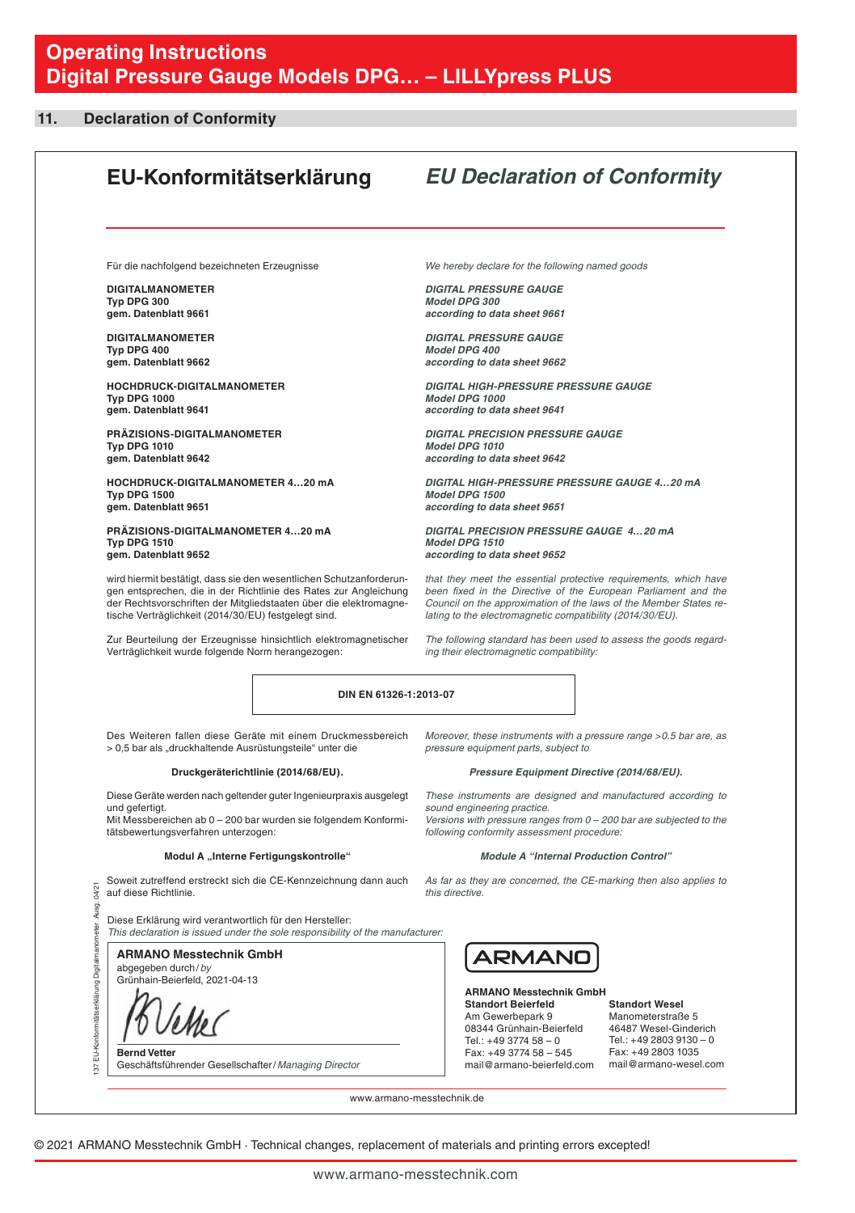## 11. Declaration of Conformity

# EU-Konformitätserklärung

# *EU Declaration of Conformity*

Für die nachfolgend bezeichneten Erzeugnisse

**DIGITALMANOMETER**
**Typ DPG 300**
**gem. Datenblatt 9661**

**DIGITALMANOMETER**
**Typ DPG 400**
**gem. Datenblatt 9662**

**HOCHDRUCK-DIGITALMANOMETER**
**Typ DPG 1000**
**gem. Datenblatt 9641**

**PRÄZISIONS-DIGITALMANOMETER**
**Typ DPG 1010**
**gem. Datenblatt 9642**

**HOCHDRUCK-DIGITALMANOMETER 4…20 mA**
**Typ DPG 1500**
**gem. Datenblatt 9651**

**PRÄZISIONS-DIGITALMANOMETER 4…20 mA**
**Typ DPG 1510**
**gem. Datenblatt 9652**

wird hiermit bestätigt, dass sie den wesentlichen Schutzanforderungen entsprechen, die in der Richtlinie des Rates zur Angleichung der Rechtsvorschriften der Mitgliedstaaten über die elektromagnetische Verträglichkeit (2014/30/EU) festgelegt sind.

Zur Beurteilung der Erzeugnisse hinsichtlich elektromagnetischer Verträglichkeit wurde folgende Norm herangezogen:

*We hereby declare for the following named goods*

***DIGITAL PRESSURE GAUGE***
***Model DPG 300***
***according to data sheet 9661***

***DIGITAL PRESSURE GAUGE***
***Model DPG 400***
***according to data sheet 9662***

***DIGITAL HIGH-PRESSURE PRESSURE GAUGE***
***Model DPG 1000***
***according to data sheet 9641***

***DIGITAL PRECISION PRESSURE GAUGE***
***Model DPG 1010***
***according to data sheet 9642***

***DIGITAL HIGH-PRESSURE PRESSURE GAUGE 4…20 mA***
***Model DPG 1500***
***according to data sheet 9651***

***DIGITAL PRECISION PRESSURE GAUGE 4…20 mA***
***Model DPG 1510***
***according to data sheet 9652***

*that they meet the essential protective requirements, which have been fixed in the Directive of the European Parliament and the Council on the approximation of the laws of the Member States relating to the electromagnetic compatibility (2014/30/EU).*

*The following standard has been used to assess the goods regarding their electromagnetic compatibility:*

**DIN EN 61326-1:2013-07**

Des Weiteren fallen diese Geräte mit einem Druckmessbereich > 0,5 bar als „druckhaltende Ausrüstungsteile" unter die

**Druckgeräterichtlinie (2014/68/EU).**

Diese Geräte werden nach geltender guter Ingenieurpraxis ausgelegt und gefertigt.
Mit Messbereichen ab 0 – 200 bar wurden sie folgendem Konformitätsbewertungsverfahren unterzogen:

**Modul A „Interne Fertigungskontrolle"**

Soweit zutreffend erstreckt sich die CE-Kennzeichnung dann auch auf diese Richtlinie.

*Moreover, these instruments with a pressure range >0.5 bar are, as pressure equipment parts, subject to*

***Pressure Equipment Directive (2014/68/EU).***

*These instruments are designed and manufactured according to sound engineering practice.*
*Versions with pressure ranges from 0 – 200 bar are subjected to the following conformity assessment procedure:*

***Module A "Internal Production Control"***

*As far as they are concerned, the CE-marking then also applies to this directive.*

Diese Erklärung wird verantwortlich für den Hersteller:
*This declaration is issued under the sole responsibility of the manufacturer:*

**ARMANO Messtechnik GmbH**
abgegeben durch / *by*
Grünhain-Beierfeld, 2021-04-13

**Bernd Vetter**
Geschäftsführender Gesellschafter / *Managing Director*

ARMANO

**ARMANO Messtechnik GmbH**

**Standort Beierfeld**
Am Gewerbepark 9
08344 Grünhain-Beierfeld
Tel.: +49 3774 58 – 0
Fax: +49 3774 58 – 545
mail@armano-beierfeld.com

**Standort Wesel**
Manometerstraße 5
46487 Wesel-Ginderich
Tel.: +49 2803 9130 – 0
Fax: +49 2803 1035
mail@armano-wesel.com

www.armano-messtechnik.de

137 EU-Konformitätserklärung Digitalmanometer Ausg. 04/21

© 2021 ARMANO Messtechnik GmbH · Technical changes, replacement of materials and printing errors excepted!